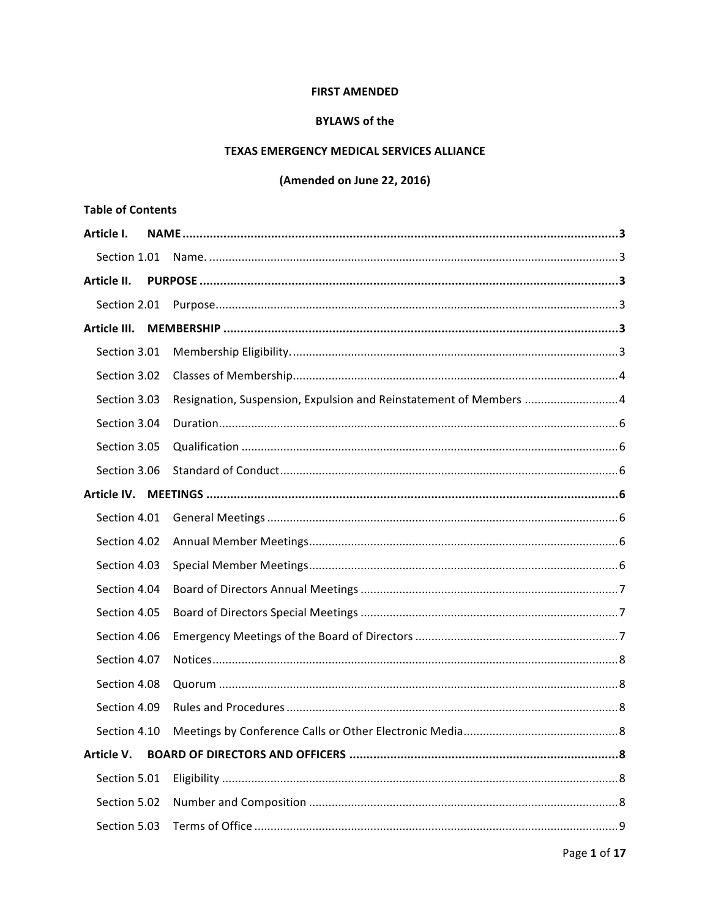**FIRST AMENDED**

**BYLAWS of the**

**TEXAS EMERGENCY MEDICAL SERVICES ALLIANCE**

**(Amended on June 22, 2016)**

**Table of Contents**

**Article I. NAME** ........................................................................................................................... **3**

Section 1.01 Name. ........................................................................................................................ 3

**Article II. PURPOSE** ..................................................................................................................... **3**

Section 2.01 Purpose....................................................................................................................... 3

**Article III. MEMBERSHIP** ............................................................................................................. **3**

Section 3.01 Membership Eligibility. ............................................................................................... 3

Section 3.02 Classes of Membership............................................................................................... 4

Section 3.03 Resignation, Suspension, Expulsion and Reinstatement of Members ........................ 4

Section 3.04 Duration...................................................................................................................... 6

Section 3.05 Qualification ............................................................................................................... 6

Section 3.06 Standard of Conduct................................................................................................... 6

**Article IV. MEETINGS** .................................................................................................................. **6**

Section 4.01 General Meetings ....................................................................................................... 6

Section 4.02 Annual Member Meetings.......................................................................................... 6

Section 4.03 Special Member Meetings.......................................................................................... 6

Section 4.04 Board of Directors Annual Meetings .......................................................................... 7

Section 4.05 Board of Directors Special Meetings .......................................................................... 7

Section 4.06 Emergency Meetings of the Board of Directors ......................................................... 7

Section 4.07 Notices........................................................................................................................ 8

Section 4.08 Quorum ...................................................................................................................... 8

Section 4.09 Rules and Procedures ................................................................................................. 8

Section 4.10 Meetings by Conference Calls or Other Electronic Media........................................... 8

**Article V. BOARD OF DIRECTORS AND OFFICERS** ..................................................................... **8**

Section 5.01 Eligibility ..................................................................................................................... 8

Section 5.02 Number and Composition .......................................................................................... 8

Section 5.03 Terms of Office ........................................................................................................... 9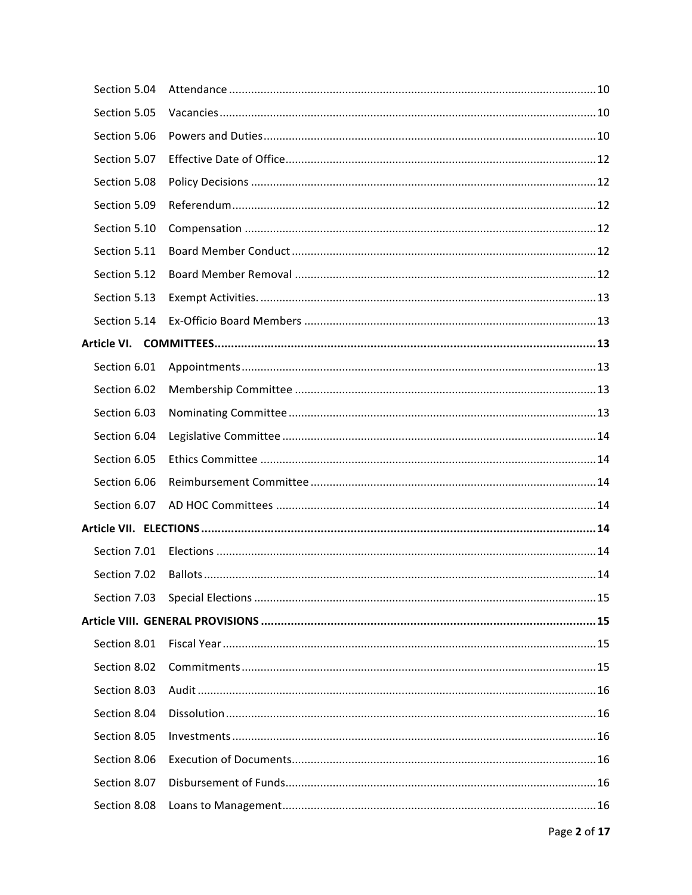Section 5.04 Attendance .......... 10

Section 5.05 Vacancies .......... 10

Section 5.06 Powers and Duties .......... 10

Section 5.07 Effective Date of Office .......... 12

Section 5.08 Policy Decisions .......... 12

Section 5.09 Referendum .......... 12

Section 5.10 Compensation .......... 12

Section 5.11 Board Member Conduct .......... 12

Section 5.12 Board Member Removal .......... 12

Section 5.13 Exempt Activities. .......... 13

Section 5.14 Ex-Officio Board Members .......... 13

**Article VI. COMMITTEES .......... 13**

Section 6.01 Appointments .......... 13

Section 6.02 Membership Committee .......... 13

Section 6.03 Nominating Committee .......... 13

Section 6.04 Legislative Committee .......... 14

Section 6.05 Ethics Committee .......... 14

Section 6.06 Reimbursement Committee .......... 14

Section 6.07 AD HOC Committees .......... 14

**Article VII. ELECTIONS .......... 14**

Section 7.01 Elections .......... 14

Section 7.02 Ballots .......... 14

Section 7.03 Special Elections .......... 15

**Article VIII. GENERAL PROVISIONS .......... 15**

Section 8.01 Fiscal Year .......... 15

Section 8.02 Commitments .......... 15

Section 8.03 Audit .......... 16

Section 8.04 Dissolution .......... 16

Section 8.05 Investments .......... 16

Section 8.06 Execution of Documents .......... 16

Section 8.07 Disbursement of Funds .......... 16

Section 8.08 Loans to Management .......... 16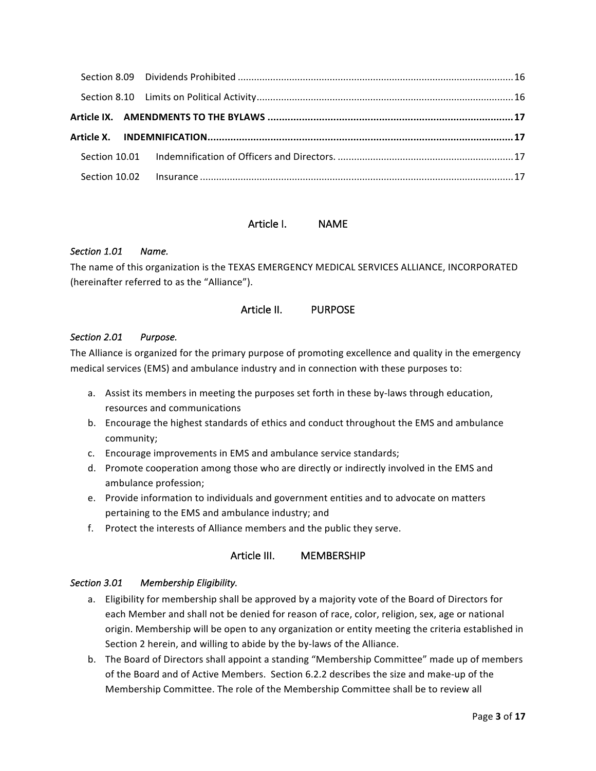Section 8.09 Dividends Prohibited ..................................................................................................... 16

Section 8.10 Limits on Political Activity .............................................................................................. 16

**Article IX. AMENDMENTS TO THE BYLAWS ..................................................................................... 17**

**Article X. INDEMNIFICATION........................................................................................................... 17**

Section 10.01 Indemnification of Officers and Directors. ................................................................ 17

Section 10.02 Insurance ................................................................................................................... 17

## Article I. NAME

*Section 1.01 Name.*

The name of this organization is the TEXAS EMERGENCY MEDICAL SERVICES ALLIANCE, INCORPORATED (hereinafter referred to as the "Alliance").

## Article II. PURPOSE

*Section 2.01 Purpose.*

The Alliance is organized for the primary purpose of promoting excellence and quality in the emergency medical services (EMS) and ambulance industry and in connection with these purposes to:

a. Assist its members in meeting the purposes set forth in these by-laws through education, resources and communications
b. Encourage the highest standards of ethics and conduct throughout the EMS and ambulance community;
c. Encourage improvements in EMS and ambulance service standards;
d. Promote cooperation among those who are directly or indirectly involved in the EMS and ambulance profession;
e. Provide information to individuals and government entities and to advocate on matters pertaining to the EMS and ambulance industry; and
f. Protect the interests of Alliance members and the public they serve.

## Article III. MEMBERSHIP

*Section 3.01 Membership Eligibility.*

a. Eligibility for membership shall be approved by a majority vote of the Board of Directors for each Member and shall not be denied for reason of race, color, religion, sex, age or national origin. Membership will be open to any organization or entity meeting the criteria established in Section 2 herein, and willing to abide by the by-laws of the Alliance.
b. The Board of Directors shall appoint a standing "Membership Committee" made up of members of the Board and of Active Members. Section 6.2.2 describes the size and make-up of the Membership Committee. The role of the Membership Committee shall be to review all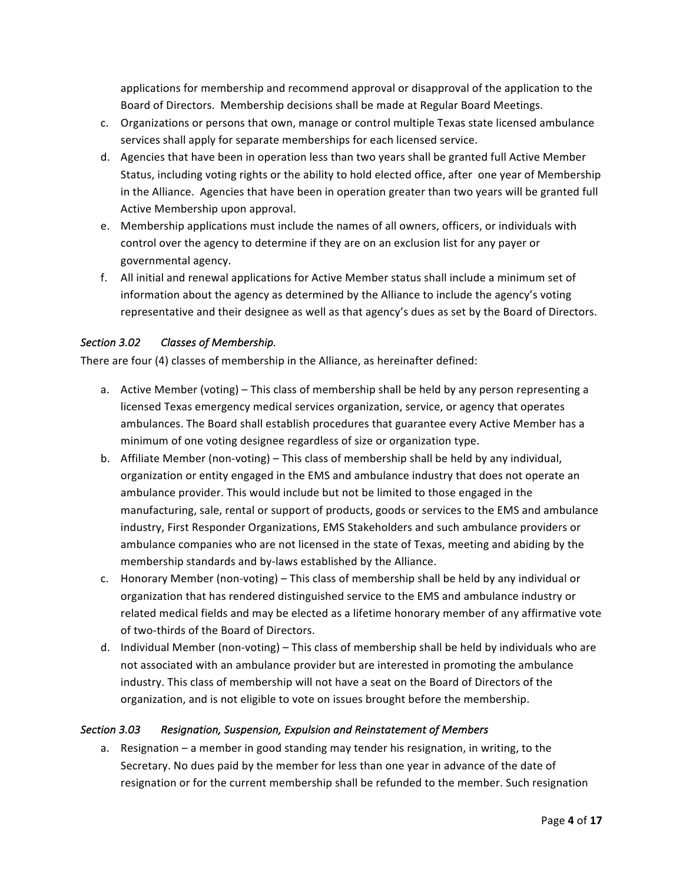applications for membership and recommend approval or disapproval of the application to the Board of Directors. Membership decisions shall be made at Regular Board Meetings.

c. Organizations or persons that own, manage or control multiple Texas state licensed ambulance services shall apply for separate memberships for each licensed service.
d. Agencies that have been in operation less than two years shall be granted full Active Member Status, including voting rights or the ability to hold elected office, after one year of Membership in the Alliance. Agencies that have been in operation greater than two years will be granted full Active Membership upon approval.
e. Membership applications must include the names of all owners, officers, or individuals with control over the agency to determine if they are on an exclusion list for any payer or governmental agency.
f. All initial and renewal applications for Active Member status shall include a minimum set of information about the agency as determined by the Alliance to include the agency's voting representative and their designee as well as that agency's dues as set by the Board of Directors.

### *Section 3.02 Classes of Membership.*

There are four (4) classes of membership in the Alliance, as hereinafter defined:

a. Active Member (voting) – This class of membership shall be held by any person representing a licensed Texas emergency medical services organization, service, or agency that operates ambulances. The Board shall establish procedures that guarantee every Active Member has a minimum of one voting designee regardless of size or organization type.
b. Affiliate Member (non-voting) – This class of membership shall be held by any individual, organization or entity engaged in the EMS and ambulance industry that does not operate an ambulance provider. This would include but not be limited to those engaged in the manufacturing, sale, rental or support of products, goods or services to the EMS and ambulance industry, First Responder Organizations, EMS Stakeholders and such ambulance providers or ambulance companies who are not licensed in the state of Texas, meeting and abiding by the membership standards and by-laws established by the Alliance.
c. Honorary Member (non-voting) – This class of membership shall be held by any individual or organization that has rendered distinguished service to the EMS and ambulance industry or related medical fields and may be elected as a lifetime honorary member of any affirmative vote of two-thirds of the Board of Directors.
d. Individual Member (non-voting) – This class of membership shall be held by individuals who are not associated with an ambulance provider but are interested in promoting the ambulance industry. This class of membership will not have a seat on the Board of Directors of the organization, and is not eligible to vote on issues brought before the membership.

### *Section 3.03 Resignation, Suspension, Expulsion and Reinstatement of Members*

a. Resignation – a member in good standing may tender his resignation, in writing, to the Secretary. No dues paid by the member for less than one year in advance of the date of resignation or for the current membership shall be refunded to the member. Such resignation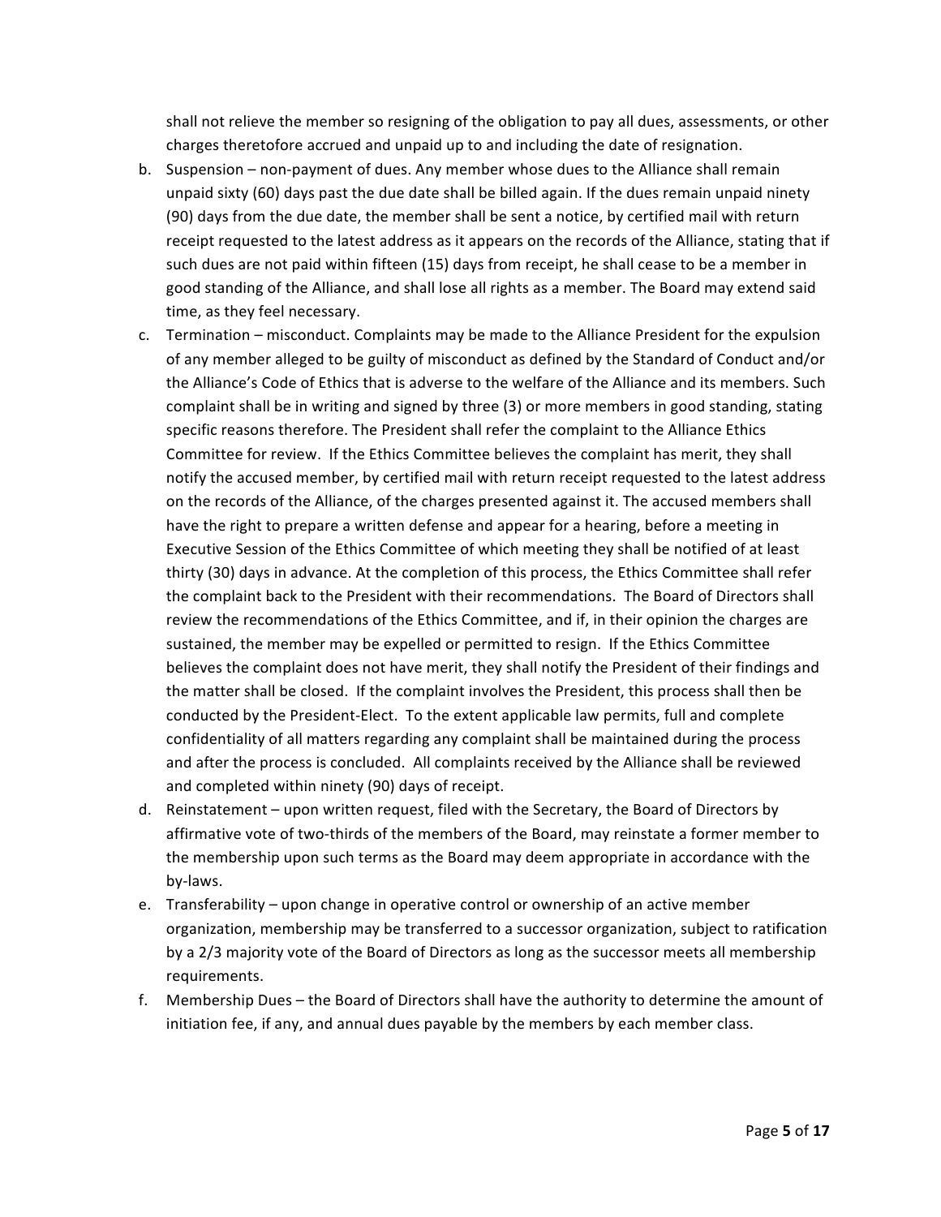shall not relieve the member so resigning of the obligation to pay all dues, assessments, or other charges theretofore accrued and unpaid up to and including the date of resignation.

b. Suspension – non-payment of dues. Any member whose dues to the Alliance shall remain unpaid sixty (60) days past the due date shall be billed again. If the dues remain unpaid ninety (90) days from the due date, the member shall be sent a notice, by certified mail with return receipt requested to the latest address as it appears on the records of the Alliance, stating that if such dues are not paid within fifteen (15) days from receipt, he shall cease to be a member in good standing of the Alliance, and shall lose all rights as a member. The Board may extend said time, as they feel necessary.

c. Termination – misconduct. Complaints may be made to the Alliance President for the expulsion of any member alleged to be guilty of misconduct as defined by the Standard of Conduct and/or the Alliance's Code of Ethics that is adverse to the welfare of the Alliance and its members. Such complaint shall be in writing and signed by three (3) or more members in good standing, stating specific reasons therefore. The President shall refer the complaint to the Alliance Ethics Committee for review. If the Ethics Committee believes the complaint has merit, they shall notify the accused member, by certified mail with return receipt requested to the latest address on the records of the Alliance, of the charges presented against it. The accused members shall have the right to prepare a written defense and appear for a hearing, before a meeting in Executive Session of the Ethics Committee of which meeting they shall be notified of at least thirty (30) days in advance. At the completion of this process, the Ethics Committee shall refer the complaint back to the President with their recommendations. The Board of Directors shall review the recommendations of the Ethics Committee, and if, in their opinion the charges are sustained, the member may be expelled or permitted to resign. If the Ethics Committee believes the complaint does not have merit, they shall notify the President of their findings and the matter shall be closed. If the complaint involves the President, this process shall then be conducted by the President-Elect. To the extent applicable law permits, full and complete confidentiality of all matters regarding any complaint shall be maintained during the process and after the process is concluded. All complaints received by the Alliance shall be reviewed and completed within ninety (90) days of receipt.

d. Reinstatement – upon written request, filed with the Secretary, the Board of Directors by affirmative vote of two-thirds of the members of the Board, may reinstate a former member to the membership upon such terms as the Board may deem appropriate in accordance with the by-laws.

e. Transferability – upon change in operative control or ownership of an active member organization, membership may be transferred to a successor organization, subject to ratification by a 2/3 majority vote of the Board of Directors as long as the successor meets all membership requirements.

f. Membership Dues – the Board of Directors shall have the authority to determine the amount of initiation fee, if any, and annual dues payable by the members by each member class.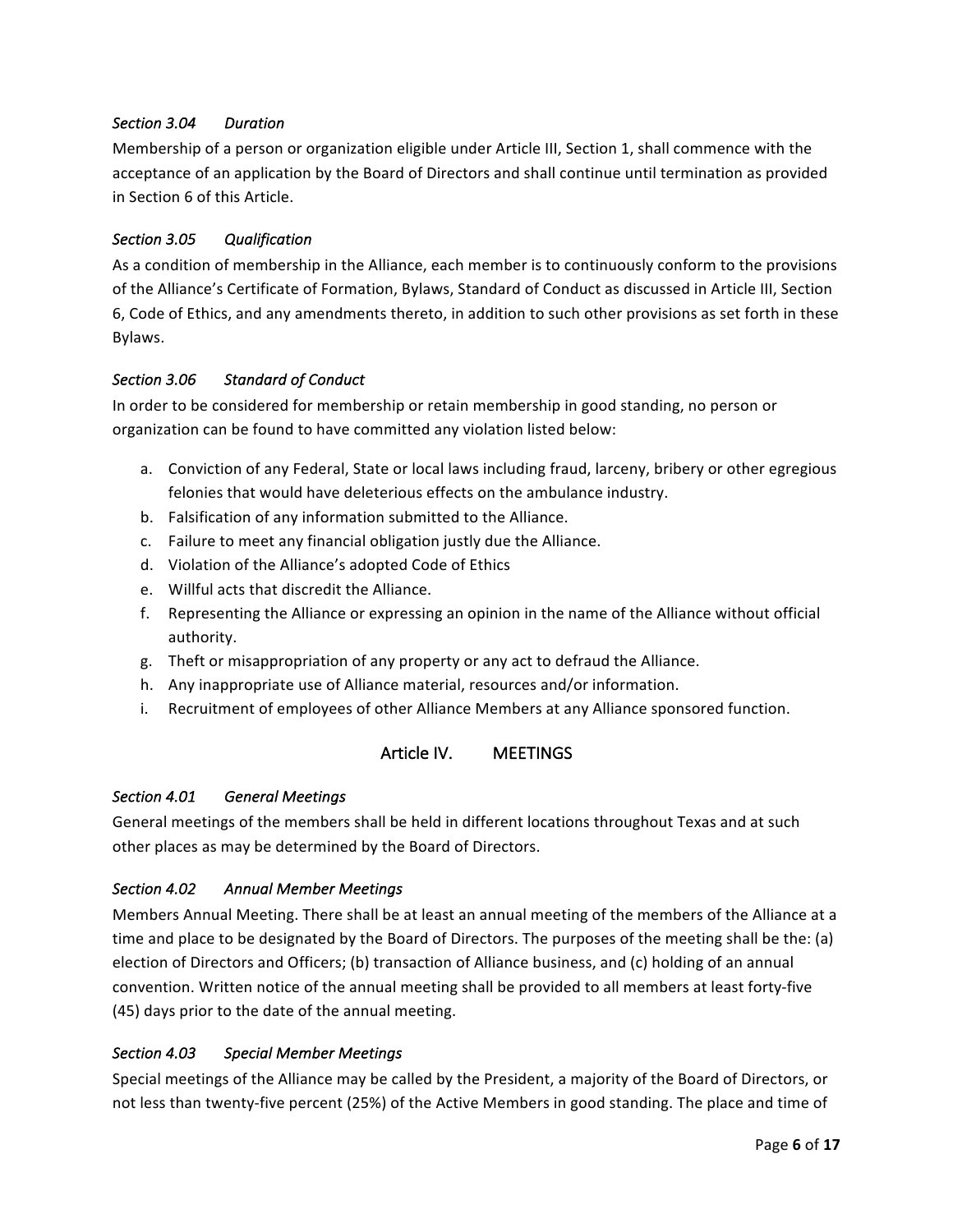### *Section 3.04 Duration*

Membership of a person or organization eligible under Article III, Section 1, shall commence with the acceptance of an application by the Board of Directors and shall continue until termination as provided in Section 6 of this Article.

### *Section 3.05 Qualification*

As a condition of membership in the Alliance, each member is to continuously conform to the provisions of the Alliance's Certificate of Formation, Bylaws, Standard of Conduct as discussed in Article III, Section 6, Code of Ethics, and any amendments thereto, in addition to such other provisions as set forth in these Bylaws.

### *Section 3.06 Standard of Conduct*

In order to be considered for membership or retain membership in good standing, no person or organization can be found to have committed any violation listed below:

a. Conviction of any Federal, State or local laws including fraud, larceny, bribery or other egregious felonies that would have deleterious effects on the ambulance industry.
b. Falsification of any information submitted to the Alliance.
c. Failure to meet any financial obligation justly due the Alliance.
d. Violation of the Alliance's adopted Code of Ethics
e. Willful acts that discredit the Alliance.
f. Representing the Alliance or expressing an opinion in the name of the Alliance without official authority.
g. Theft or misappropriation of any property or any act to defraud the Alliance.
h. Any inappropriate use of Alliance material, resources and/or information.
i. Recruitment of employees of other Alliance Members at any Alliance sponsored function.

## Article IV. MEETINGS

### *Section 4.01 General Meetings*

General meetings of the members shall be held in different locations throughout Texas and at such other places as may be determined by the Board of Directors.

### *Section 4.02 Annual Member Meetings*

Members Annual Meeting. There shall be at least an annual meeting of the members of the Alliance at a time and place to be designated by the Board of Directors. The purposes of the meeting shall be the: (a) election of Directors and Officers; (b) transaction of Alliance business, and (c) holding of an annual convention. Written notice of the annual meeting shall be provided to all members at least forty-five (45) days prior to the date of the annual meeting.

### *Section 4.03 Special Member Meetings*

Special meetings of the Alliance may be called by the President, a majority of the Board of Directors, or not less than twenty-five percent (25%) of the Active Members in good standing. The place and time of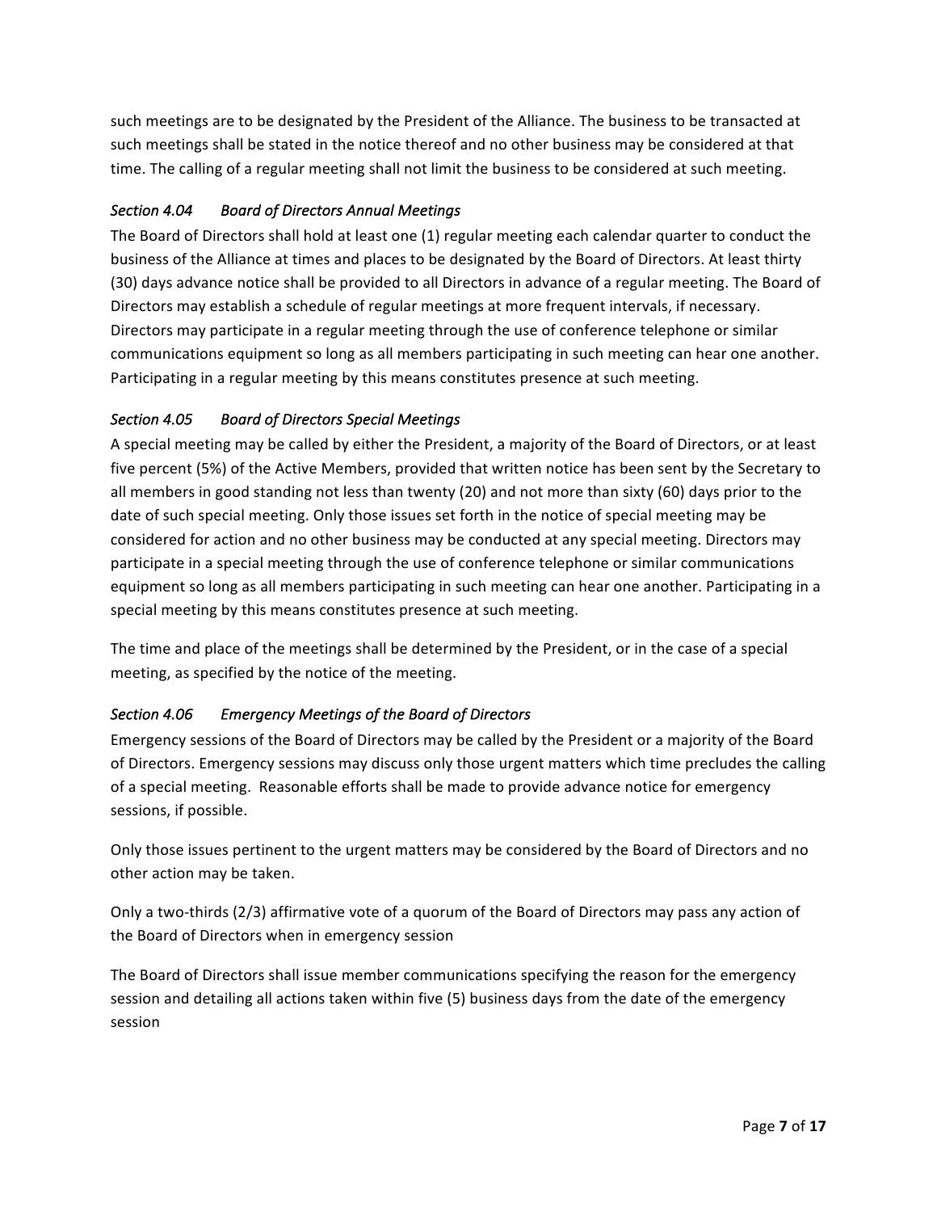such meetings are to be designated by the President of the Alliance. The business to be transacted at such meetings shall be stated in the notice thereof and no other business may be considered at that time. The calling of a regular meeting shall not limit the business to be considered at such meeting.

### *Section 4.04 Board of Directors Annual Meetings*

The Board of Directors shall hold at least one (1) regular meeting each calendar quarter to conduct the business of the Alliance at times and places to be designated by the Board of Directors. At least thirty (30) days advance notice shall be provided to all Directors in advance of a regular meeting. The Board of Directors may establish a schedule of regular meetings at more frequent intervals, if necessary. Directors may participate in a regular meeting through the use of conference telephone or similar communications equipment so long as all members participating in such meeting can hear one another. Participating in a regular meeting by this means constitutes presence at such meeting.

### *Section 4.05 Board of Directors Special Meetings*

A special meeting may be called by either the President, a majority of the Board of Directors, or at least five percent (5%) of the Active Members, provided that written notice has been sent by the Secretary to all members in good standing not less than twenty (20) and not more than sixty (60) days prior to the date of such special meeting. Only those issues set forth in the notice of special meeting may be considered for action and no other business may be conducted at any special meeting. Directors may participate in a special meeting through the use of conference telephone or similar communications equipment so long as all members participating in such meeting can hear one another. Participating in a special meeting by this means constitutes presence at such meeting.

The time and place of the meetings shall be determined by the President, or in the case of a special meeting, as specified by the notice of the meeting.

### *Section 4.06 Emergency Meetings of the Board of Directors*

Emergency sessions of the Board of Directors may be called by the President or a majority of the Board of Directors. Emergency sessions may discuss only those urgent matters which time precludes the calling of a special meeting. Reasonable efforts shall be made to provide advance notice for emergency sessions, if possible.

Only those issues pertinent to the urgent matters may be considered by the Board of Directors and no other action may be taken.

Only a two-thirds (2/3) affirmative vote of a quorum of the Board of Directors may pass any action of the Board of Directors when in emergency session

The Board of Directors shall issue member communications specifying the reason for the emergency session and detailing all actions taken within five (5) business days from the date of the emergency session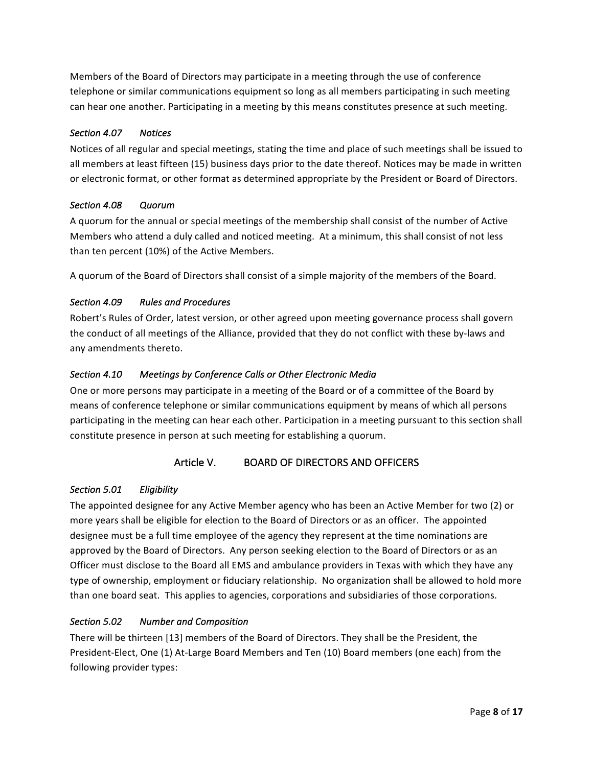Members of the Board of Directors may participate in a meeting through the use of conference telephone or similar communications equipment so long as all members participating in such meeting can hear one another. Participating in a meeting by this means constitutes presence at such meeting.

### *Section 4.07 Notices*

Notices of all regular and special meetings, stating the time and place of such meetings shall be issued to all members at least fifteen (15) business days prior to the date thereof. Notices may be made in written or electronic format, or other format as determined appropriate by the President or Board of Directors.

### *Section 4.08 Quorum*

A quorum for the annual or special meetings of the membership shall consist of the number of Active Members who attend a duly called and noticed meeting. At a minimum, this shall consist of not less than ten percent (10%) of the Active Members.

A quorum of the Board of Directors shall consist of a simple majority of the members of the Board.

### *Section 4.09 Rules and Procedures*

Robert's Rules of Order, latest version, or other agreed upon meeting governance process shall govern the conduct of all meetings of the Alliance, provided that they do not conflict with these by-laws and any amendments thereto.

### *Section 4.10 Meetings by Conference Calls or Other Electronic Media*

One or more persons may participate in a meeting of the Board or of a committee of the Board by means of conference telephone or similar communications equipment by means of which all persons participating in the meeting can hear each other. Participation in a meeting pursuant to this section shall constitute presence in person at such meeting for establishing a quorum.

## Article V. BOARD OF DIRECTORS AND OFFICERS

### *Section 5.01 Eligibility*

The appointed designee for any Active Member agency who has been an Active Member for two (2) or more years shall be eligible for election to the Board of Directors or as an officer. The appointed designee must be a full time employee of the agency they represent at the time nominations are approved by the Board of Directors. Any person seeking election to the Board of Directors or as an Officer must disclose to the Board all EMS and ambulance providers in Texas with which they have any type of ownership, employment or fiduciary relationship. No organization shall be allowed to hold more than one board seat. This applies to agencies, corporations and subsidiaries of those corporations.

### *Section 5.02 Number and Composition*

There will be thirteen [13] members of the Board of Directors. They shall be the President, the President-Elect, One (1) At-Large Board Members and Ten (10) Board members (one each) from the following provider types: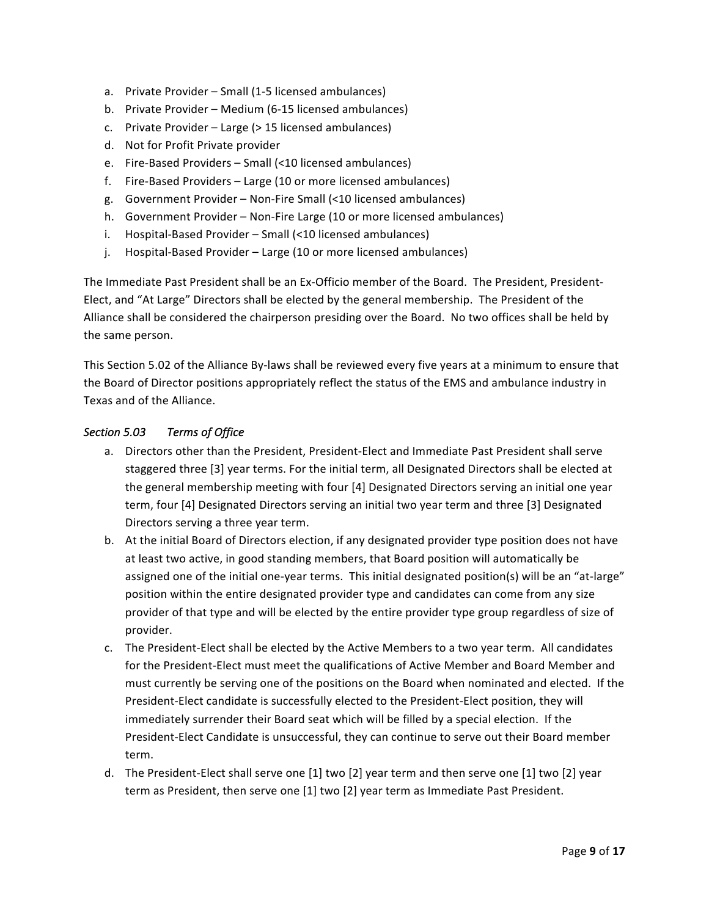a. Private Provider – Small (1-5 licensed ambulances)
b. Private Provider – Medium (6-15 licensed ambulances)
c. Private Provider – Large (> 15 licensed ambulances)
d. Not for Profit Private provider
e. Fire-Based Providers – Small (<10 licensed ambulances)
f. Fire-Based Providers – Large (10 or more licensed ambulances)
g. Government Provider – Non-Fire Small (<10 licensed ambulances)
h. Government Provider – Non-Fire Large (10 or more licensed ambulances)
i. Hospital-Based Provider – Small (<10 licensed ambulances)
j. Hospital-Based Provider – Large (10 or more licensed ambulances)

The Immediate Past President shall be an Ex-Officio member of the Board. The President, President-Elect, and "At Large" Directors shall be elected by the general membership. The President of the Alliance shall be considered the chairperson presiding over the Board. No two offices shall be held by the same person.

This Section 5.02 of the Alliance By-laws shall be reviewed every five years at a minimum to ensure that the Board of Director positions appropriately reflect the status of the EMS and ambulance industry in Texas and of the Alliance.

### *Section 5.03 Terms of Office*

a. Directors other than the President, President-Elect and Immediate Past President shall serve staggered three [3] year terms. For the initial term, all Designated Directors shall be elected at the general membership meeting with four [4] Designated Directors serving an initial one year term, four [4] Designated Directors serving an initial two year term and three [3] Designated Directors serving a three year term.
b. At the initial Board of Directors election, if any designated provider type position does not have at least two active, in good standing members, that Board position will automatically be assigned one of the initial one-year terms. This initial designated position(s) will be an "at-large" position within the entire designated provider type and candidates can come from any size provider of that type and will be elected by the entire provider type group regardless of size of provider.
c. The President-Elect shall be elected by the Active Members to a two year term. All candidates for the President-Elect must meet the qualifications of Active Member and Board Member and must currently be serving one of the positions on the Board when nominated and elected. If the President-Elect candidate is successfully elected to the President-Elect position, they will immediately surrender their Board seat which will be filled by a special election. If the President-Elect Candidate is unsuccessful, they can continue to serve out their Board member term.
d. The President-Elect shall serve one [1] two [2] year term and then serve one [1] two [2] year term as President, then serve one [1] two [2] year term as Immediate Past President.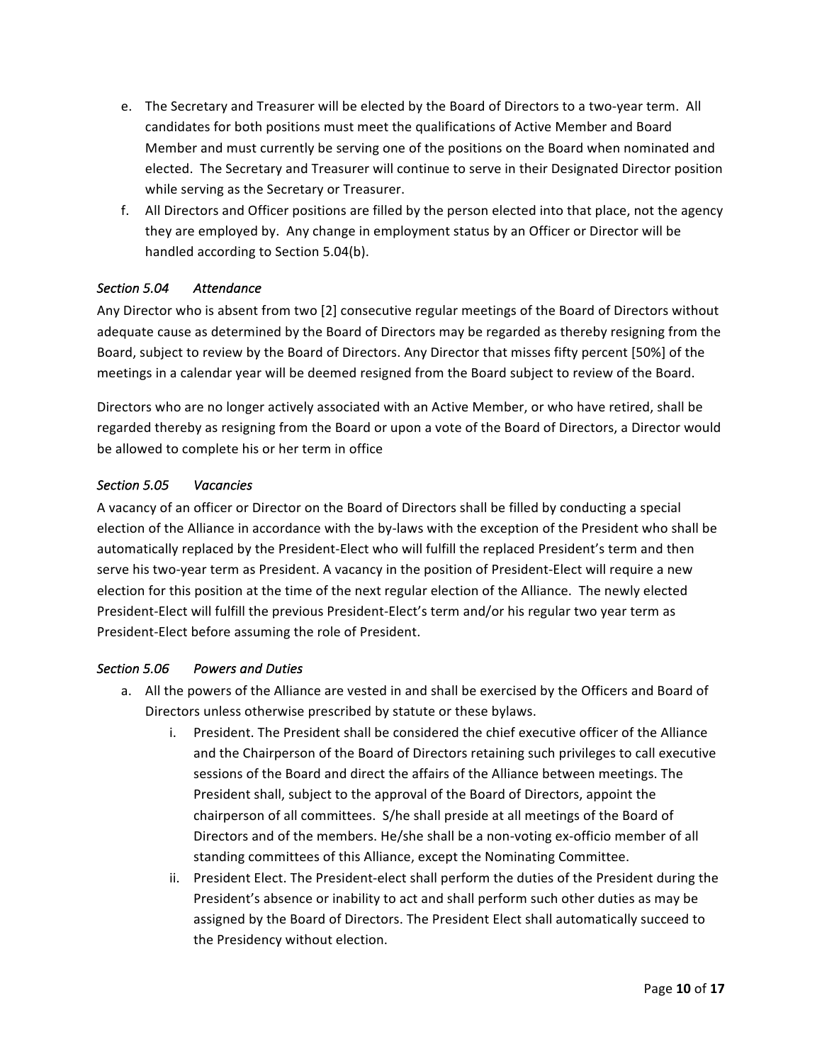e. The Secretary and Treasurer will be elected by the Board of Directors to a two-year term. All candidates for both positions must meet the qualifications of Active Member and Board Member and must currently be serving one of the positions on the Board when nominated and elected. The Secretary and Treasurer will continue to serve in their Designated Director position while serving as the Secretary or Treasurer.
f. All Directors and Officer positions are filled by the person elected into that place, not the agency they are employed by. Any change in employment status by an Officer or Director will be handled according to Section 5.04(b).

### *Section 5.04 Attendance*

Any Director who is absent from two [2] consecutive regular meetings of the Board of Directors without adequate cause as determined by the Board of Directors may be regarded as thereby resigning from the Board, subject to review by the Board of Directors. Any Director that misses fifty percent [50%] of the meetings in a calendar year will be deemed resigned from the Board subject to review of the Board.

Directors who are no longer actively associated with an Active Member, or who have retired, shall be regarded thereby as resigning from the Board or upon a vote of the Board of Directors, a Director would be allowed to complete his or her term in office

### *Section 5.05 Vacancies*

A vacancy of an officer or Director on the Board of Directors shall be filled by conducting a special election of the Alliance in accordance with the by-laws with the exception of the President who shall be automatically replaced by the President-Elect who will fulfill the replaced President's term and then serve his two-year term as President. A vacancy in the position of President-Elect will require a new election for this position at the time of the next regular election of the Alliance. The newly elected President-Elect will fulfill the previous President-Elect's term and/or his regular two year term as President-Elect before assuming the role of President.

### *Section 5.06 Powers and Duties*

a. All the powers of the Alliance are vested in and shall be exercised by the Officers and Board of Directors unless otherwise prescribed by statute or these bylaws.
   i. President. The President shall be considered the chief executive officer of the Alliance and the Chairperson of the Board of Directors retaining such privileges to call executive sessions of the Board and direct the affairs of the Alliance between meetings. The President shall, subject to the approval of the Board of Directors, appoint the chairperson of all committees. S/he shall preside at all meetings of the Board of Directors and of the members. He/she shall be a non-voting ex-officio member of all standing committees of this Alliance, except the Nominating Committee.
   ii. President Elect. The President-elect shall perform the duties of the President during the President's absence or inability to act and shall perform such other duties as may be assigned by the Board of Directors. The President Elect shall automatically succeed to the Presidency without election.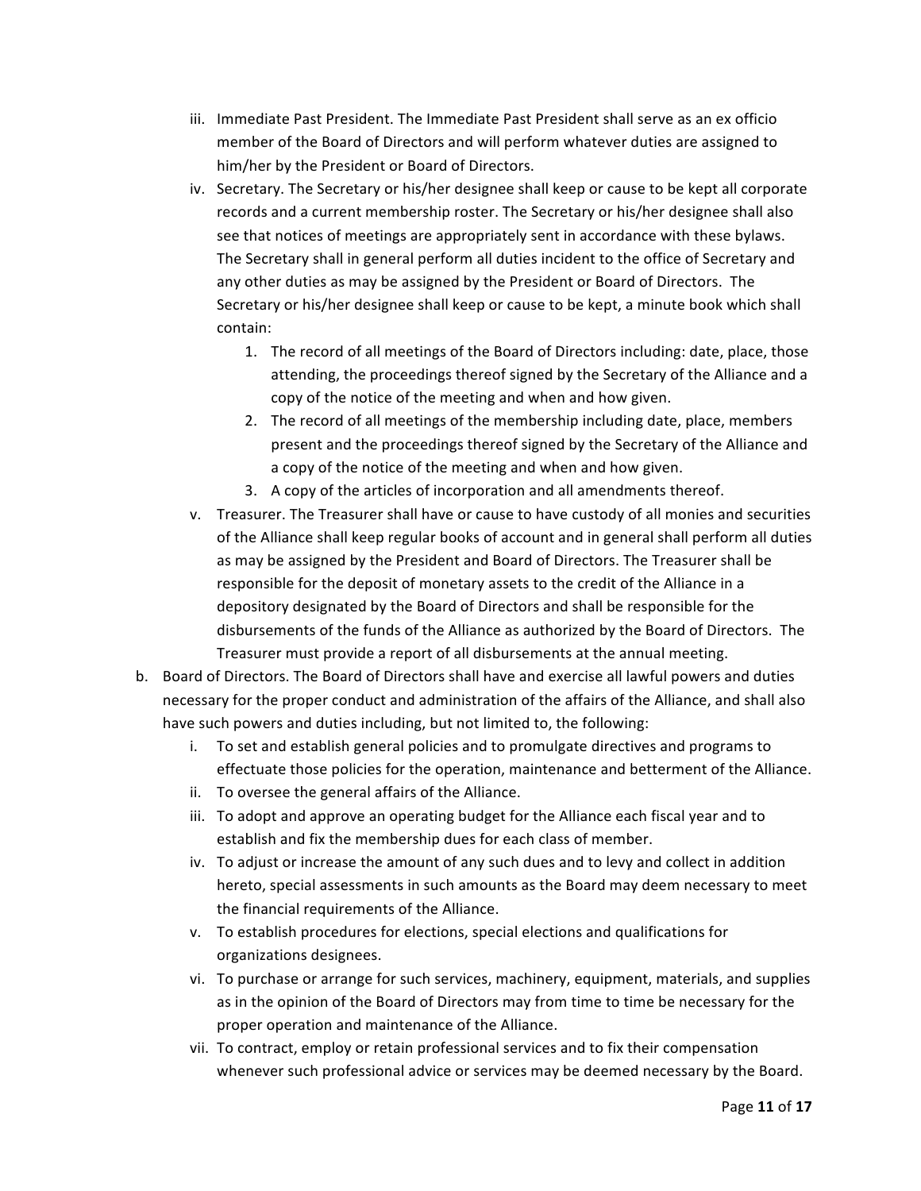iii. Immediate Past President. The Immediate Past President shall serve as an ex officio member of the Board of Directors and will perform whatever duties are assigned to him/her by the President or Board of Directors.

iv. Secretary. The Secretary or his/her designee shall keep or cause to be kept all corporate records and a current membership roster. The Secretary or his/her designee shall also see that notices of meetings are appropriately sent in accordance with these bylaws. The Secretary shall in general perform all duties incident to the office of Secretary and any other duties as may be assigned by the President or Board of Directors. The Secretary or his/her designee shall keep or cause to be kept, a minute book which shall contain:

1. The record of all meetings of the Board of Directors including: date, place, those attending, the proceedings thereof signed by the Secretary of the Alliance and a copy of the notice of the meeting and when and how given.
2. The record of all meetings of the membership including date, place, members present and the proceedings thereof signed by the Secretary of the Alliance and a copy of the notice of the meeting and when and how given.
3. A copy of the articles of incorporation and all amendments thereof.

v. Treasurer. The Treasurer shall have or cause to have custody of all monies and securities of the Alliance shall keep regular books of account and in general shall perform all duties as may be assigned by the President and Board of Directors. The Treasurer shall be responsible for the deposit of monetary assets to the credit of the Alliance in a depository designated by the Board of Directors and shall be responsible for the disbursements of the funds of the Alliance as authorized by the Board of Directors. The Treasurer must provide a report of all disbursements at the annual meeting.

b. Board of Directors. The Board of Directors shall have and exercise all lawful powers and duties necessary for the proper conduct and administration of the affairs of the Alliance, and shall also have such powers and duties including, but not limited to, the following:

i. To set and establish general policies and to promulgate directives and programs to effectuate those policies for the operation, maintenance and betterment of the Alliance.

ii. To oversee the general affairs of the Alliance.

iii. To adopt and approve an operating budget for the Alliance each fiscal year and to establish and fix the membership dues for each class of member.

iv. To adjust or increase the amount of any such dues and to levy and collect in addition hereto, special assessments in such amounts as the Board may deem necessary to meet the financial requirements of the Alliance.

v. To establish procedures for elections, special elections and qualifications for organizations designees.

vi. To purchase or arrange for such services, machinery, equipment, materials, and supplies as in the opinion of the Board of Directors may from time to time be necessary for the proper operation and maintenance of the Alliance.

vii. To contract, employ or retain professional services and to fix their compensation whenever such professional advice or services may be deemed necessary by the Board.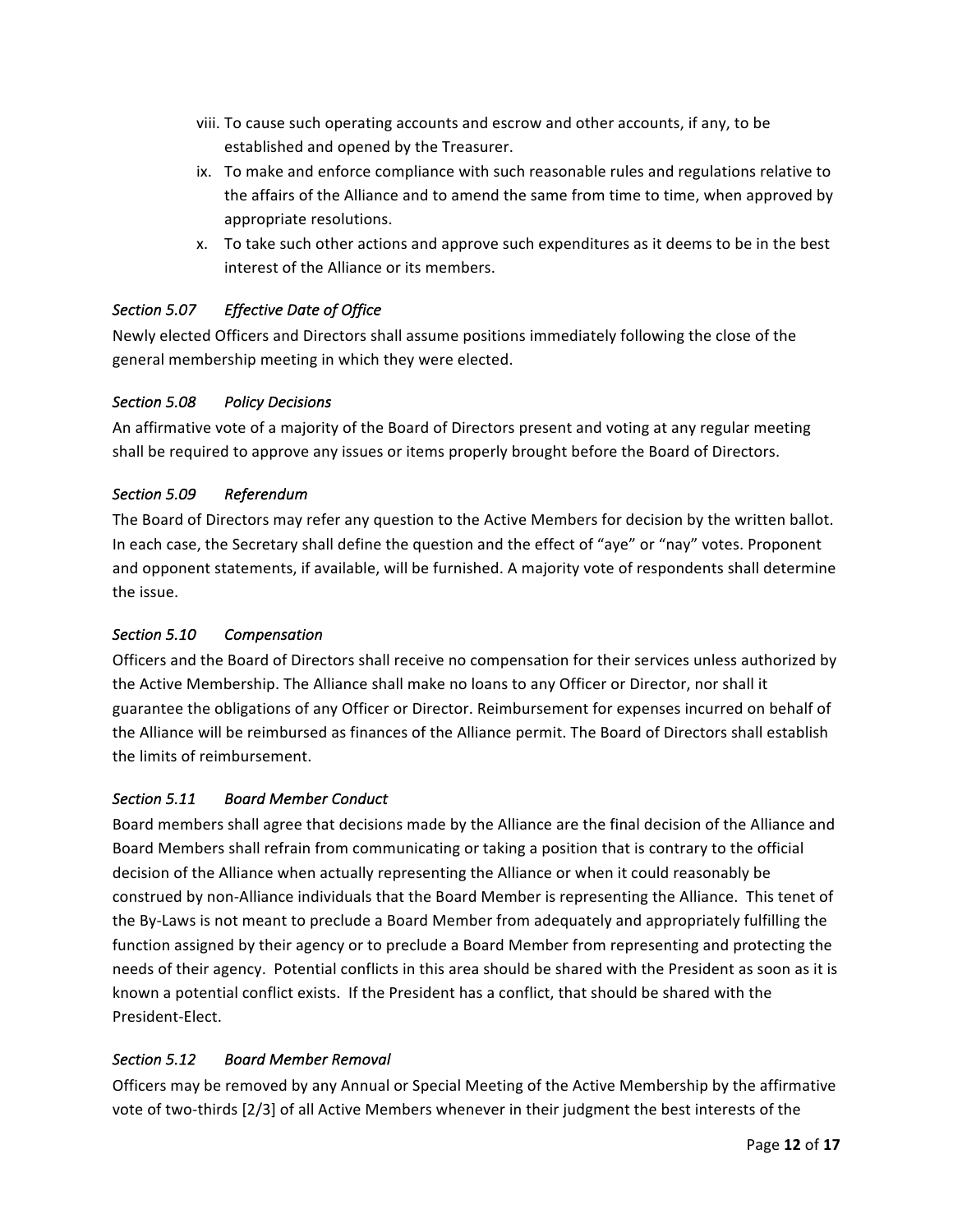viii. To cause such operating accounts and escrow and other accounts, if any, to be established and opened by the Treasurer.
ix. To make and enforce compliance with such reasonable rules and regulations relative to the affairs of the Alliance and to amend the same from time to time, when approved by appropriate resolutions.
x. To take such other actions and approve such expenditures as it deems to be in the best interest of the Alliance or its members.

### *Section 5.07 Effective Date of Office*

Newly elected Officers and Directors shall assume positions immediately following the close of the general membership meeting in which they were elected.

### *Section 5.08 Policy Decisions*

An affirmative vote of a majority of the Board of Directors present and voting at any regular meeting shall be required to approve any issues or items properly brought before the Board of Directors.

### *Section 5.09 Referendum*

The Board of Directors may refer any question to the Active Members for decision by the written ballot. In each case, the Secretary shall define the question and the effect of "aye" or "nay" votes. Proponent and opponent statements, if available, will be furnished. A majority vote of respondents shall determine the issue.

### *Section 5.10 Compensation*

Officers and the Board of Directors shall receive no compensation for their services unless authorized by the Active Membership. The Alliance shall make no loans to any Officer or Director, nor shall it guarantee the obligations of any Officer or Director. Reimbursement for expenses incurred on behalf of the Alliance will be reimbursed as finances of the Alliance permit. The Board of Directors shall establish the limits of reimbursement.

### *Section 5.11 Board Member Conduct*

Board members shall agree that decisions made by the Alliance are the final decision of the Alliance and Board Members shall refrain from communicating or taking a position that is contrary to the official decision of the Alliance when actually representing the Alliance or when it could reasonably be construed by non-Alliance individuals that the Board Member is representing the Alliance. This tenet of the By-Laws is not meant to preclude a Board Member from adequately and appropriately fulfilling the function assigned by their agency or to preclude a Board Member from representing and protecting the needs of their agency. Potential conflicts in this area should be shared with the President as soon as it is known a potential conflict exists. If the President has a conflict, that should be shared with the President-Elect.

### *Section 5.12 Board Member Removal*

Officers may be removed by any Annual or Special Meeting of the Active Membership by the affirmative vote of two-thirds [2/3] of all Active Members whenever in their judgment the best interests of the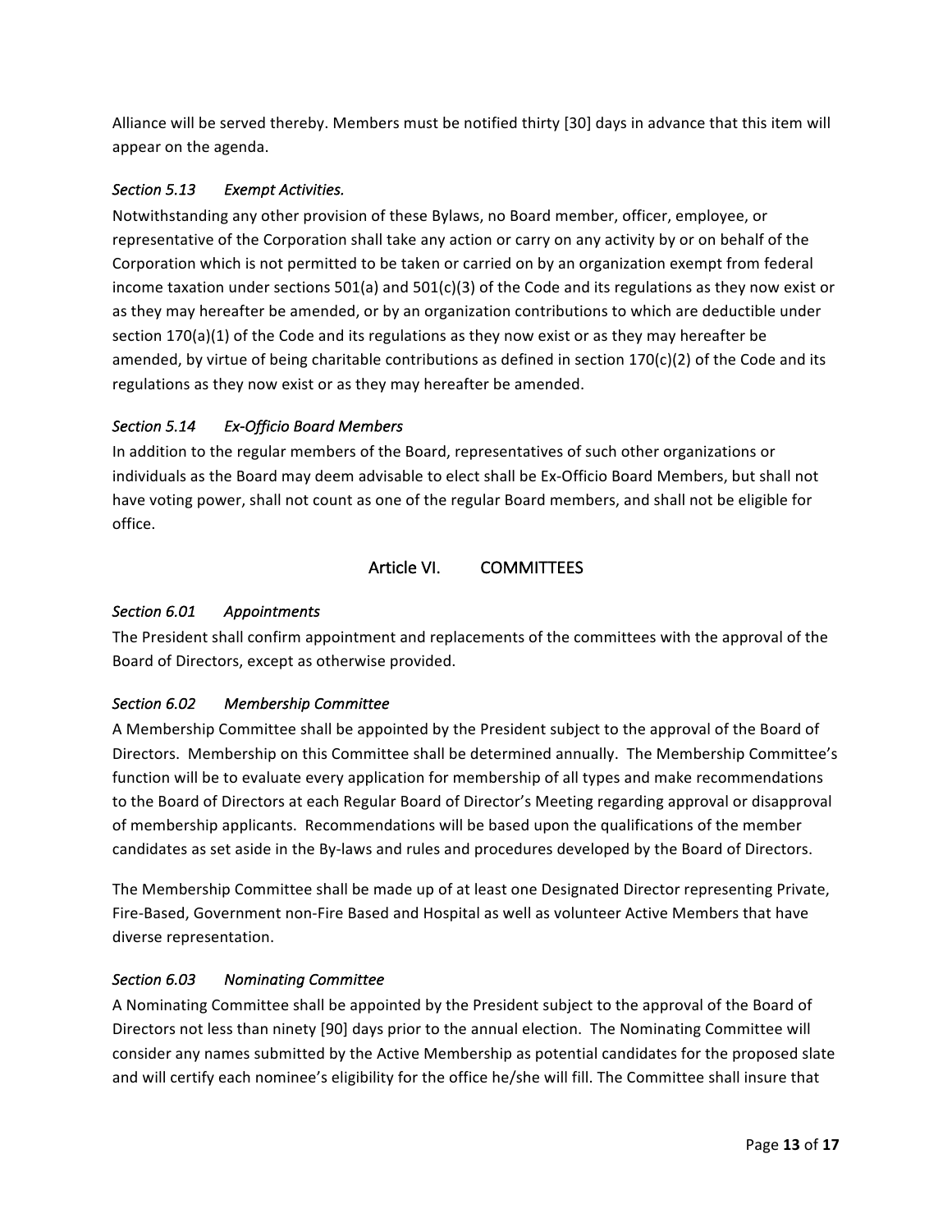Alliance will be served thereby. Members must be notified thirty [30] days in advance that this item will appear on the agenda.

### *Section 5.13 Exempt Activities.*

Notwithstanding any other provision of these Bylaws, no Board member, officer, employee, or representative of the Corporation shall take any action or carry on any activity by or on behalf of the Corporation which is not permitted to be taken or carried on by an organization exempt from federal income taxation under sections 501(a) and 501(c)(3) of the Code and its regulations as they now exist or as they may hereafter be amended, or by an organization contributions to which are deductible under section 170(a)(1) of the Code and its regulations as they now exist or as they may hereafter be amended, by virtue of being charitable contributions as defined in section 170(c)(2) of the Code and its regulations as they now exist or as they may hereafter be amended.

### *Section 5.14 Ex-Officio Board Members*

In addition to the regular members of the Board, representatives of such other organizations or individuals as the Board may deem advisable to elect shall be Ex-Officio Board Members, but shall not have voting power, shall not count as one of the regular Board members, and shall not be eligible for office.

## Article VI. COMMITTEES

### *Section 6.01 Appointments*

The President shall confirm appointment and replacements of the committees with the approval of the Board of Directors, except as otherwise provided.

### *Section 6.02 Membership Committee*

A Membership Committee shall be appointed by the President subject to the approval of the Board of Directors. Membership on this Committee shall be determined annually. The Membership Committee's function will be to evaluate every application for membership of all types and make recommendations to the Board of Directors at each Regular Board of Director's Meeting regarding approval or disapproval of membership applicants. Recommendations will be based upon the qualifications of the member candidates as set aside in the By-laws and rules and procedures developed by the Board of Directors.

The Membership Committee shall be made up of at least one Designated Director representing Private, Fire-Based, Government non-Fire Based and Hospital as well as volunteer Active Members that have diverse representation.

### *Section 6.03 Nominating Committee*

A Nominating Committee shall be appointed by the President subject to the approval of the Board of Directors not less than ninety [90] days prior to the annual election. The Nominating Committee will consider any names submitted by the Active Membership as potential candidates for the proposed slate and will certify each nominee's eligibility for the office he/she will fill. The Committee shall insure that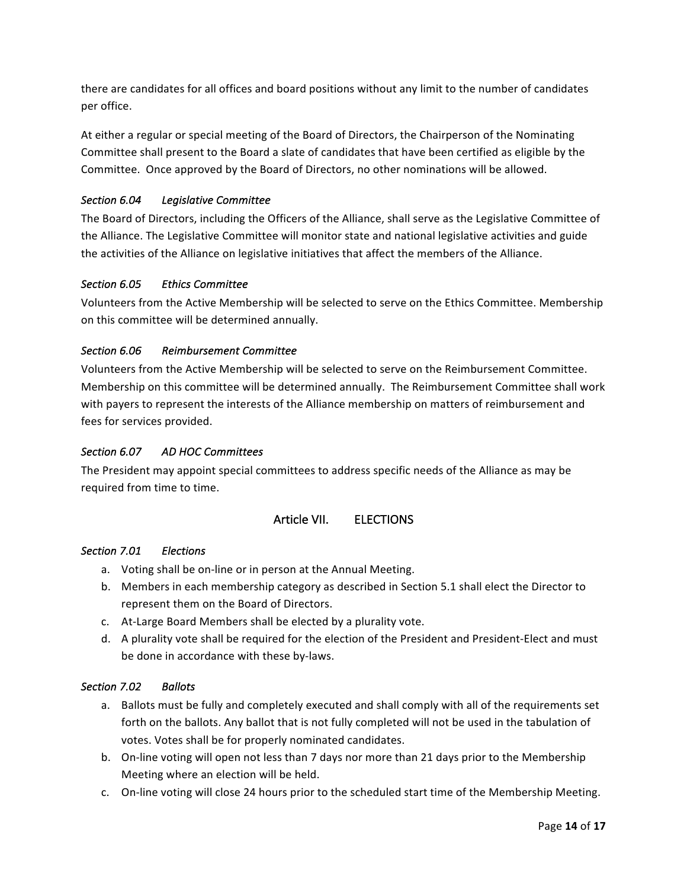there are candidates for all offices and board positions without any limit to the number of candidates per office.

At either a regular or special meeting of the Board of Directors, the Chairperson of the Nominating Committee shall present to the Board a slate of candidates that have been certified as eligible by the Committee. Once approved by the Board of Directors, no other nominations will be allowed.

### *Section 6.04 Legislative Committee*

The Board of Directors, including the Officers of the Alliance, shall serve as the Legislative Committee of the Alliance. The Legislative Committee will monitor state and national legislative activities and guide the activities of the Alliance on legislative initiatives that affect the members of the Alliance.

### *Section 6.05 Ethics Committee*

Volunteers from the Active Membership will be selected to serve on the Ethics Committee. Membership on this committee will be determined annually.

### *Section 6.06 Reimbursement Committee*

Volunteers from the Active Membership will be selected to serve on the Reimbursement Committee. Membership on this committee will be determined annually. The Reimbursement Committee shall work with payers to represent the interests of the Alliance membership on matters of reimbursement and fees for services provided.

### *Section 6.07 AD HOC Committees*

The President may appoint special committees to address specific needs of the Alliance as may be required from time to time.

## Article VII. ELECTIONS

### *Section 7.01 Elections*

a. Voting shall be on-line or in person at the Annual Meeting.
b. Members in each membership category as described in Section 5.1 shall elect the Director to represent them on the Board of Directors.
c. At-Large Board Members shall be elected by a plurality vote.
d. A plurality vote shall be required for the election of the President and President-Elect and must be done in accordance with these by-laws.

### *Section 7.02 Ballots*

a. Ballots must be fully and completely executed and shall comply with all of the requirements set forth on the ballots. Any ballot that is not fully completed will not be used in the tabulation of votes. Votes shall be for properly nominated candidates.
b. On-line voting will open not less than 7 days nor more than 21 days prior to the Membership Meeting where an election will be held.
c. On-line voting will close 24 hours prior to the scheduled start time of the Membership Meeting.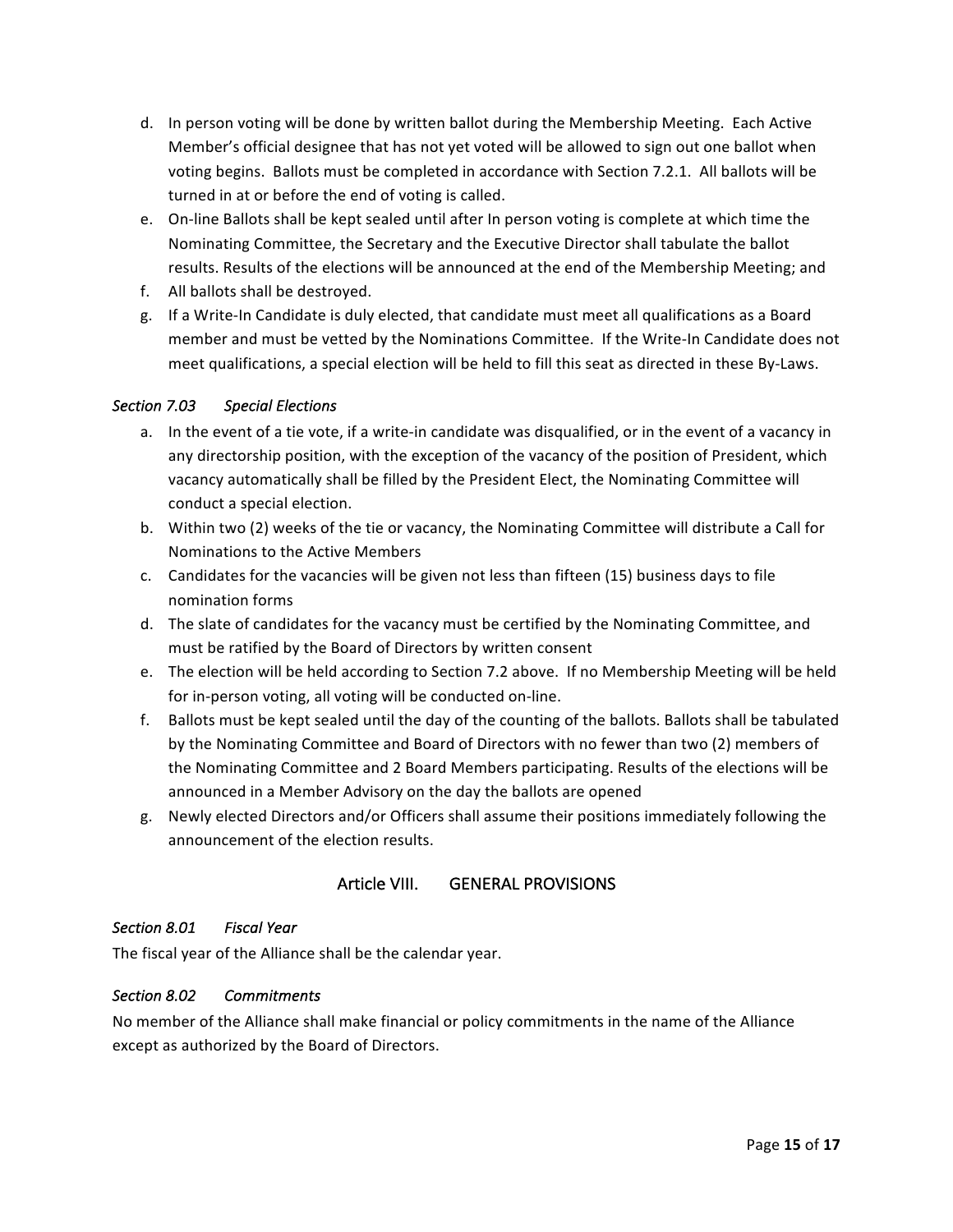d. In person voting will be done by written ballot during the Membership Meeting. Each Active Member's official designee that has not yet voted will be allowed to sign out one ballot when voting begins. Ballots must be completed in accordance with Section 7.2.1. All ballots will be turned in at or before the end of voting is called.
e. On-line Ballots shall be kept sealed until after In person voting is complete at which time the Nominating Committee, the Secretary and the Executive Director shall tabulate the ballot results. Results of the elections will be announced at the end of the Membership Meeting; and
f. All ballots shall be destroyed.
g. If a Write-In Candidate is duly elected, that candidate must meet all qualifications as a Board member and must be vetted by the Nominations Committee. If the Write-In Candidate does not meet qualifications, a special election will be held to fill this seat as directed in these By-Laws.

### *Section 7.03 Special Elections*

a. In the event of a tie vote, if a write-in candidate was disqualified, or in the event of a vacancy in any directorship position, with the exception of the vacancy of the position of President, which vacancy automatically shall be filled by the President Elect, the Nominating Committee will conduct a special election.
b. Within two (2) weeks of the tie or vacancy, the Nominating Committee will distribute a Call for Nominations to the Active Members
c. Candidates for the vacancies will be given not less than fifteen (15) business days to file nomination forms
d. The slate of candidates for the vacancy must be certified by the Nominating Committee, and must be ratified by the Board of Directors by written consent
e. The election will be held according to Section 7.2 above. If no Membership Meeting will be held for in-person voting, all voting will be conducted on-line.
f. Ballots must be kept sealed until the day of the counting of the ballots. Ballots shall be tabulated by the Nominating Committee and Board of Directors with no fewer than two (2) members of the Nominating Committee and 2 Board Members participating. Results of the elections will be announced in a Member Advisory on the day the ballots are opened
g. Newly elected Directors and/or Officers shall assume their positions immediately following the announcement of the election results.

## Article VIII. GENERAL PROVISIONS

### *Section 8.01 Fiscal Year*

The fiscal year of the Alliance shall be the calendar year.

### *Section 8.02 Commitments*

No member of the Alliance shall make financial or policy commitments in the name of the Alliance except as authorized by the Board of Directors.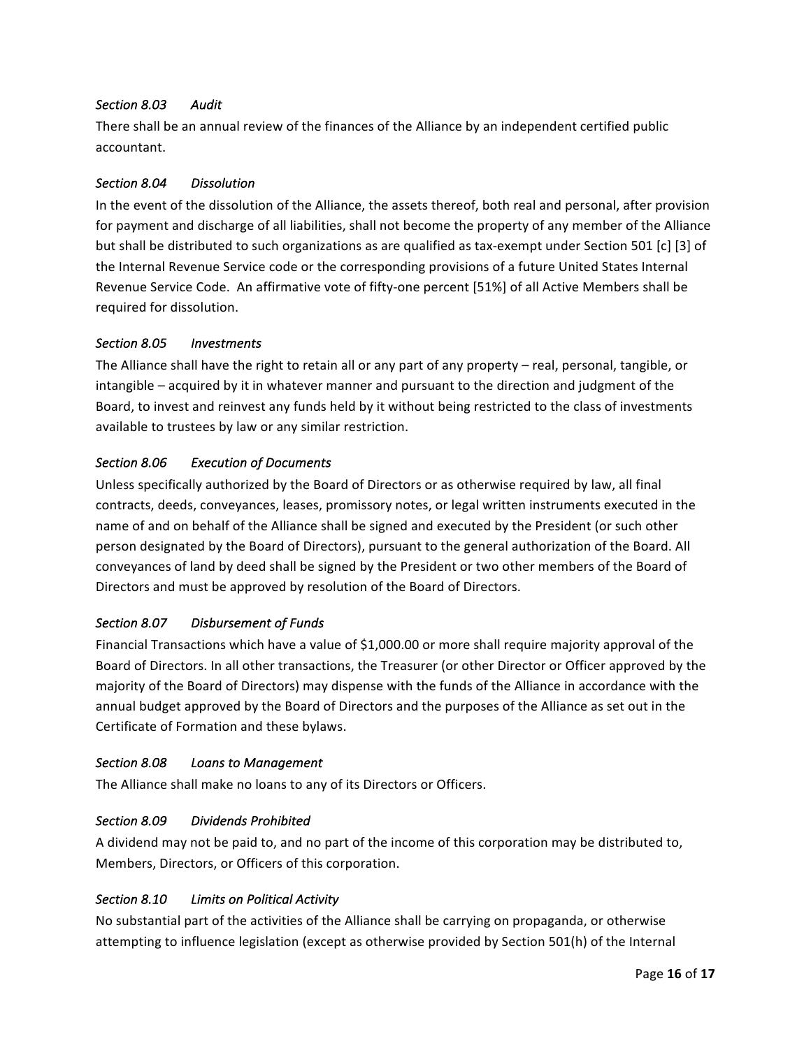### *Section 8.03 Audit*

There shall be an annual review of the finances of the Alliance by an independent certified public accountant.

### *Section 8.04 Dissolution*

In the event of the dissolution of the Alliance, the assets thereof, both real and personal, after provision for payment and discharge of all liabilities, shall not become the property of any member of the Alliance but shall be distributed to such organizations as are qualified as tax-exempt under Section 501 [c] [3] of the Internal Revenue Service code or the corresponding provisions of a future United States Internal Revenue Service Code. An affirmative vote of fifty-one percent [51%] of all Active Members shall be required for dissolution.

### *Section 8.05 Investments*

The Alliance shall have the right to retain all or any part of any property – real, personal, tangible, or intangible – acquired by it in whatever manner and pursuant to the direction and judgment of the Board, to invest and reinvest any funds held by it without being restricted to the class of investments available to trustees by law or any similar restriction.

### *Section 8.06 Execution of Documents*

Unless specifically authorized by the Board of Directors or as otherwise required by law, all final contracts, deeds, conveyances, leases, promissory notes, or legal written instruments executed in the name of and on behalf of the Alliance shall be signed and executed by the President (or such other person designated by the Board of Directors), pursuant to the general authorization of the Board. All conveyances of land by deed shall be signed by the President or two other members of the Board of Directors and must be approved by resolution of the Board of Directors.

### *Section 8.07 Disbursement of Funds*

Financial Transactions which have a value of $1,000.00 or more shall require majority approval of the Board of Directors. In all other transactions, the Treasurer (or other Director or Officer approved by the majority of the Board of Directors) may dispense with the funds of the Alliance in accordance with the annual budget approved by the Board of Directors and the purposes of the Alliance as set out in the Certificate of Formation and these bylaws.

### *Section 8.08 Loans to Management*

The Alliance shall make no loans to any of its Directors or Officers.

### *Section 8.09 Dividends Prohibited*

A dividend may not be paid to, and no part of the income of this corporation may be distributed to, Members, Directors, or Officers of this corporation.

### *Section 8.10 Limits on Political Activity*

No substantial part of the activities of the Alliance shall be carrying on propaganda, or otherwise attempting to influence legislation (except as otherwise provided by Section 501(h) of the Internal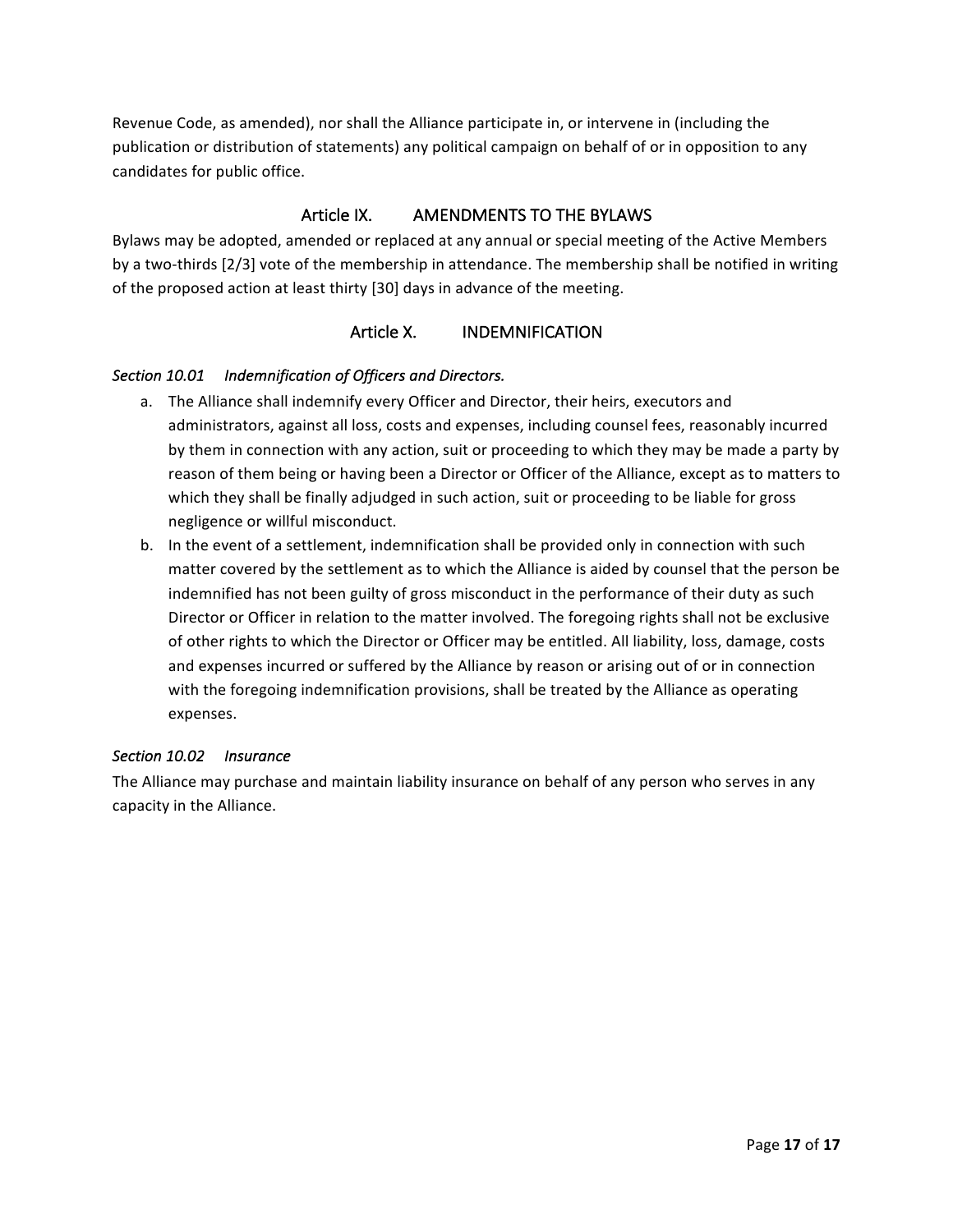Revenue Code, as amended), nor shall the Alliance participate in, or intervene in (including the publication or distribution of statements) any political campaign on behalf of or in opposition to any candidates for public office.

## Article IX. AMENDMENTS TO THE BYLAWS

Bylaws may be adopted, amended or replaced at any annual or special meeting of the Active Members by a two-thirds [2/3] vote of the membership in attendance. The membership shall be notified in writing of the proposed action at least thirty [30] days in advance of the meeting.

## Article X. INDEMNIFICATION

### *Section 10.01 Indemnification of Officers and Directors.*

a. The Alliance shall indemnify every Officer and Director, their heirs, executors and administrators, against all loss, costs and expenses, including counsel fees, reasonably incurred by them in connection with any action, suit or proceeding to which they may be made a party by reason of them being or having been a Director or Officer of the Alliance, except as to matters to which they shall be finally adjudged in such action, suit or proceeding to be liable for gross negligence or willful misconduct.
b. In the event of a settlement, indemnification shall be provided only in connection with such matter covered by the settlement as to which the Alliance is aided by counsel that the person be indemnified has not been guilty of gross misconduct in the performance of their duty as such Director or Officer in relation to the matter involved. The foregoing rights shall not be exclusive of other rights to which the Director or Officer may be entitled. All liability, loss, damage, costs and expenses incurred or suffered by the Alliance by reason or arising out of or in connection with the foregoing indemnification provisions, shall be treated by the Alliance as operating expenses.

### *Section 10.02 Insurance*

The Alliance may purchase and maintain liability insurance on behalf of any person who serves in any capacity in the Alliance.